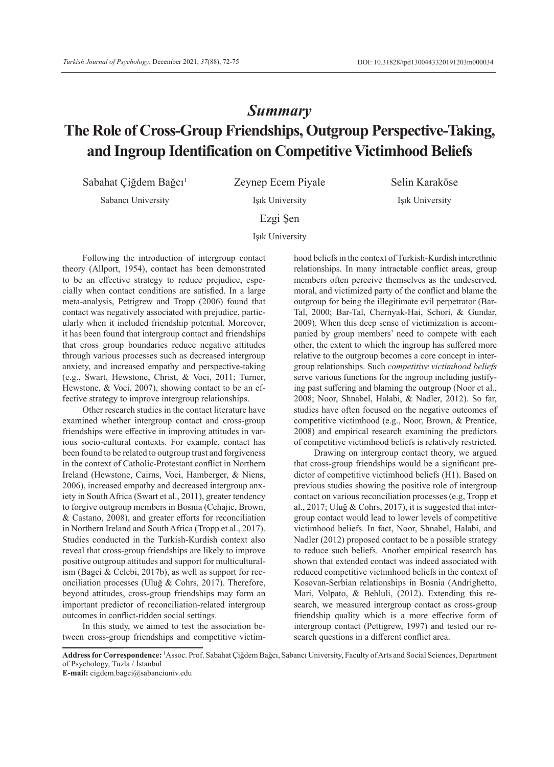# *Summary*

# The Role of Cross-Group Friendships, Outgroup Perspective-Taking, and Ingroup Identification on Competitive Victimhood Beliefs

Sabahat Çiğdem Bağcı[1]
Sabancı University

Zeynep Ecem Piyale
Işık University

Selin Karaköse
Işık University

Ezgi Şen
Işık University

Following the introduction of intergroup contact theory (Allport, 1954), contact has been demonstrated to be an effective strategy to reduce prejudice, especially when contact conditions are satisfied. In a large meta-analysis, Pettigrew and Tropp (2006) found that contact was negatively associated with prejudice, particularly when it included friendship potential. Moreover, it has been found that intergroup contact and friendships that cross group boundaries reduce negative attitudes through various processes such as decreased intergroup anxiety, and increased empathy and perspective-taking (e.g., Swart, Hewstone, Christ, & Voci, 2011; Turner, Hewstone, & Voci, 2007), showing contact to be an effective strategy to improve intergroup relationships.

Other research studies in the contact literature have examined whether intergroup contact and cross-group friendships were effective in improving attitudes in various socio-cultural contexts. For example, contact has been found to be related to outgroup trust and forgiveness in the context of Catholic-Protestant conflict in Northern Ireland (Hewstone, Cairns, Voci, Hamberger, & Niens, 2006), increased empathy and decreased intergroup anxiety in South Africa (Swart et al., 2011), greater tendency to forgive outgroup members in Bosnia (Cehajic, Brown, & Castano, 2008), and greater efforts for reconciliation in Northern Ireland and South Africa (Tropp et al., 2017). Studies conducted in the Turkish-Kurdish context also reveal that cross-group friendships are likely to improve positive outgroup attitudes and support for multiculturalism (Bagci & Celebi, 2017b), as well as support for reconciliation processes (Uluğ & Cohrs, 2017). Therefore, beyond attitudes, cross-group friendships may form an important predictor of reconciliation-related intergroup outcomes in conflict-ridden social settings.

In this study, we aimed to test the association between cross-group friendships and competitive victimhood beliefs in the context of Turkish-Kurdish interethnic relationships. In many intractable conflict areas, group members often perceive themselves as the undeserved, moral, and victimized party of the conflict and blame the outgroup for being the illegitimate evil perpetrator (Bar-Tal, 2000; Bar-Tal, Chernyak-Hai, Schori, & Gundar, 2009). When this deep sense of victimization is accompanied by group members' need to compete with each other, the extent to which the ingroup has suffered more relative to the outgroup becomes a core concept in intergroup relationships. Such *competitive victimhood beliefs* serve various functions for the ingroup including justifying past suffering and blaming the outgroup (Noor et al., 2008; Noor, Shnabel, Halabi, & Nadler, 2012). So far, studies have often focused on the negative outcomes of competitive victimhood (e.g., Noor, Brown, & Prentice, 2008) and empirical research examining the predictors of competitive victimhood beliefs is relatively restricted.

Drawing on intergroup contact theory, we argued that cross-group friendships would be a significant predictor of competitive victimhood beliefs (H1). Based on previous studies showing the positive role of intergroup contact on various reconciliation processes (e.g, Tropp et al., 2017; Uluğ & Cohrs, 2017), it is suggested that intergroup contact would lead to lower levels of competitive victimhood beliefs. In fact, Noor, Shnabel, Halabi, and Nadler (2012) proposed contact to be a possible strategy to reduce such beliefs. Another empirical research has shown that extended contact was indeed associated with reduced competitive victimhood beliefs in the context of Kosovan-Serbian relationships in Bosnia (Andrighetto, Mari, Volpato, & Behluli, (2012). Extending this research, we measured intergroup contact as cross-group friendship quality which is a more effective form of intergroup contact (Pettigrew, 1997) and tested our research questions in a different conflict area.

**Address for Correspondence:** [1]Assoc. Prof. Sabahat Çiğdem Bağcı, Sabancı University, Faculty of Arts and Social Sciences, Department of Psychology, Tuzla / İstanbul
**E-mail:** cigdem.bagci@sabanciuniv.edu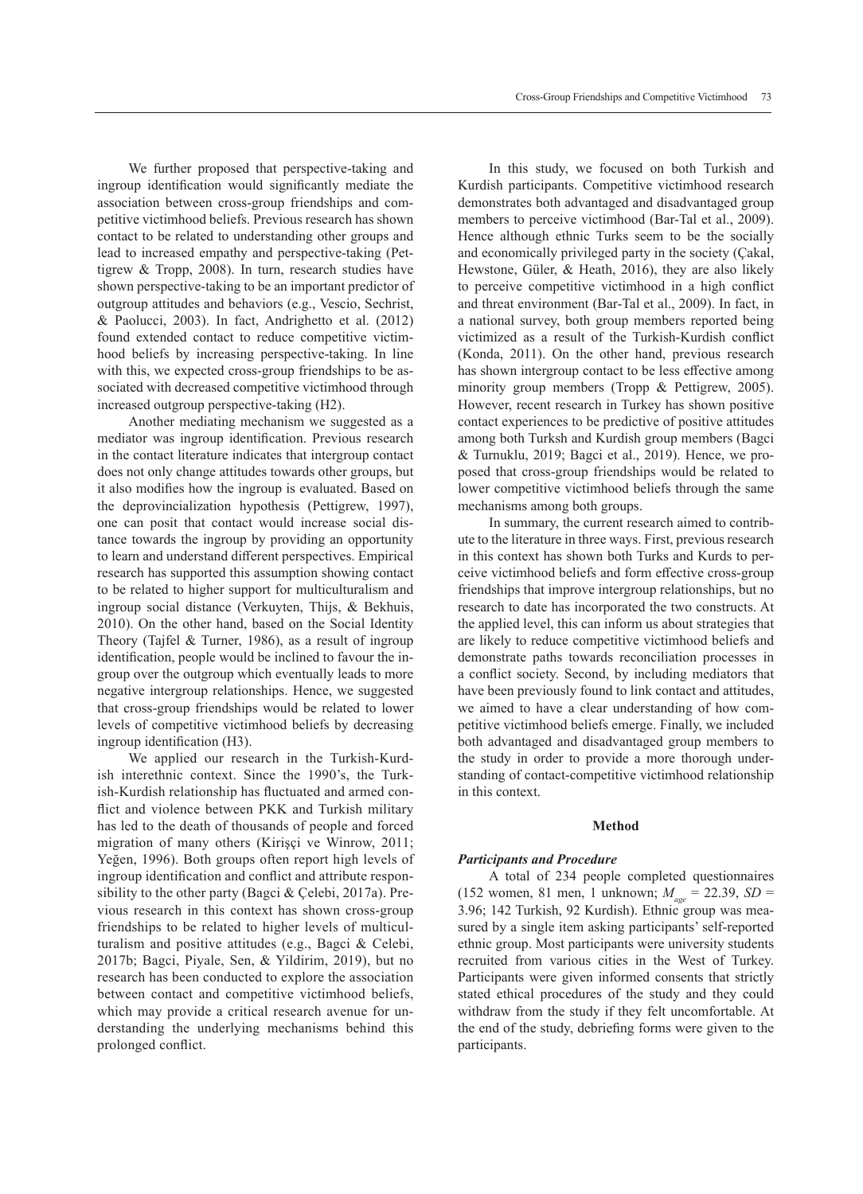We further proposed that perspective-taking and ingroup identification would significantly mediate the association between cross-group friendships and competitive victimhood beliefs. Previous research has shown contact to be related to understanding other groups and lead to increased empathy and perspective-taking (Pettigrew & Tropp, 2008). In turn, research studies have shown perspective-taking to be an important predictor of outgroup attitudes and behaviors (e.g., Vescio, Sechrist, & Paolucci, 2003). In fact, Andrighetto et al. (2012) found extended contact to reduce competitive victimhood beliefs by increasing perspective-taking. In line with this, we expected cross-group friendships to be associated with decreased competitive victimhood through increased outgroup perspective-taking (H2).

Another mediating mechanism we suggested as a mediator was ingroup identification. Previous research in the contact literature indicates that intergroup contact does not only change attitudes towards other groups, but it also modifies how the ingroup is evaluated. Based on the deprovincialization hypothesis (Pettigrew, 1997), one can posit that contact would increase social distance towards the ingroup by providing an opportunity to learn and understand different perspectives. Empirical research has supported this assumption showing contact to be related to higher support for multiculturalism and ingroup social distance (Verkuyten, Thijs, & Bekhuis, 2010). On the other hand, based on the Social Identity Theory (Tajfel & Turner, 1986), as a result of ingroup identification, people would be inclined to favour the ingroup over the outgroup which eventually leads to more negative intergroup relationships. Hence, we suggested that cross-group friendships would be related to lower levels of competitive victimhood beliefs by decreasing ingroup identification (H3).

We applied our research in the Turkish-Kurdish interethnic context. Since the 1990's, the Turkish-Kurdish relationship has fluctuated and armed conflict and violence between PKK and Turkish military has led to the death of thousands of people and forced migration of many others (Kirişçi ve Winrow, 2011; Yeğen, 1996). Both groups often report high levels of ingroup identification and conflict and attribute responsibility to the other party (Bagci & Çelebi, 2017a). Previous research in this context has shown cross-group friendships to be related to higher levels of multiculturalism and positive attitudes (e.g., Bagci & Celebi, 2017b; Bagci, Piyale, Sen, & Yildirim, 2019), but no research has been conducted to explore the association between contact and competitive victimhood beliefs, which may provide a critical research avenue for understanding the underlying mechanisms behind this prolonged conflict.

In this study, we focused on both Turkish and Kurdish participants. Competitive victimhood research demonstrates both advantaged and disadvantaged group members to perceive victimhood (Bar-Tal et al., 2009). Hence although ethnic Turks seem to be the socially and economically privileged party in the society (Çakal, Hewstone, Güler, & Heath, 2016), they are also likely to perceive competitive victimhood in a high conflict and threat environment (Bar-Tal et al., 2009). In fact, in a national survey, both group members reported being victimized as a result of the Turkish-Kurdish conflict (Konda, 2011). On the other hand, previous research has shown intergroup contact to be less effective among minority group members (Tropp & Pettigrew, 2005). However, recent research in Turkey has shown positive contact experiences to be predictive of positive attitudes among both Turksh and Kurdish group members (Bagci & Turnuklu, 2019; Bagci et al., 2019). Hence, we proposed that cross-group friendships would be related to lower competitive victimhood beliefs through the same mechanisms among both groups.

In summary, the current research aimed to contribute to the literature in three ways. First, previous research in this context has shown both Turks and Kurds to perceive victimhood beliefs and form effective cross-group friendships that improve intergroup relationships, but no research to date has incorporated the two constructs. At the applied level, this can inform us about strategies that are likely to reduce competitive victimhood beliefs and demonstrate paths towards reconciliation processes in a conflict society. Second, by including mediators that have been previously found to link contact and attitudes, we aimed to have a clear understanding of how competitive victimhood beliefs emerge. Finally, we included both advantaged and disadvantaged group members to the study in order to provide a more thorough understanding of contact-competitive victimhood relationship in this context.

## Method

### *Participants and Procedure*

A total of 234 people completed questionnaires (152 women, 81 men, 1 unknown; $M_{age} = 22.39$, $SD = 3.96$; 142 Turkish, 92 Kurdish). Ethnic group was measured by a single item asking participants' self-reported ethnic group. Most participants were university students recruited from various cities in the West of Turkey. Participants were given informed consents that strictly stated ethical procedures of the study and they could withdraw from the study if they felt uncomfortable. At the end of the study, debriefing forms were given to the participants.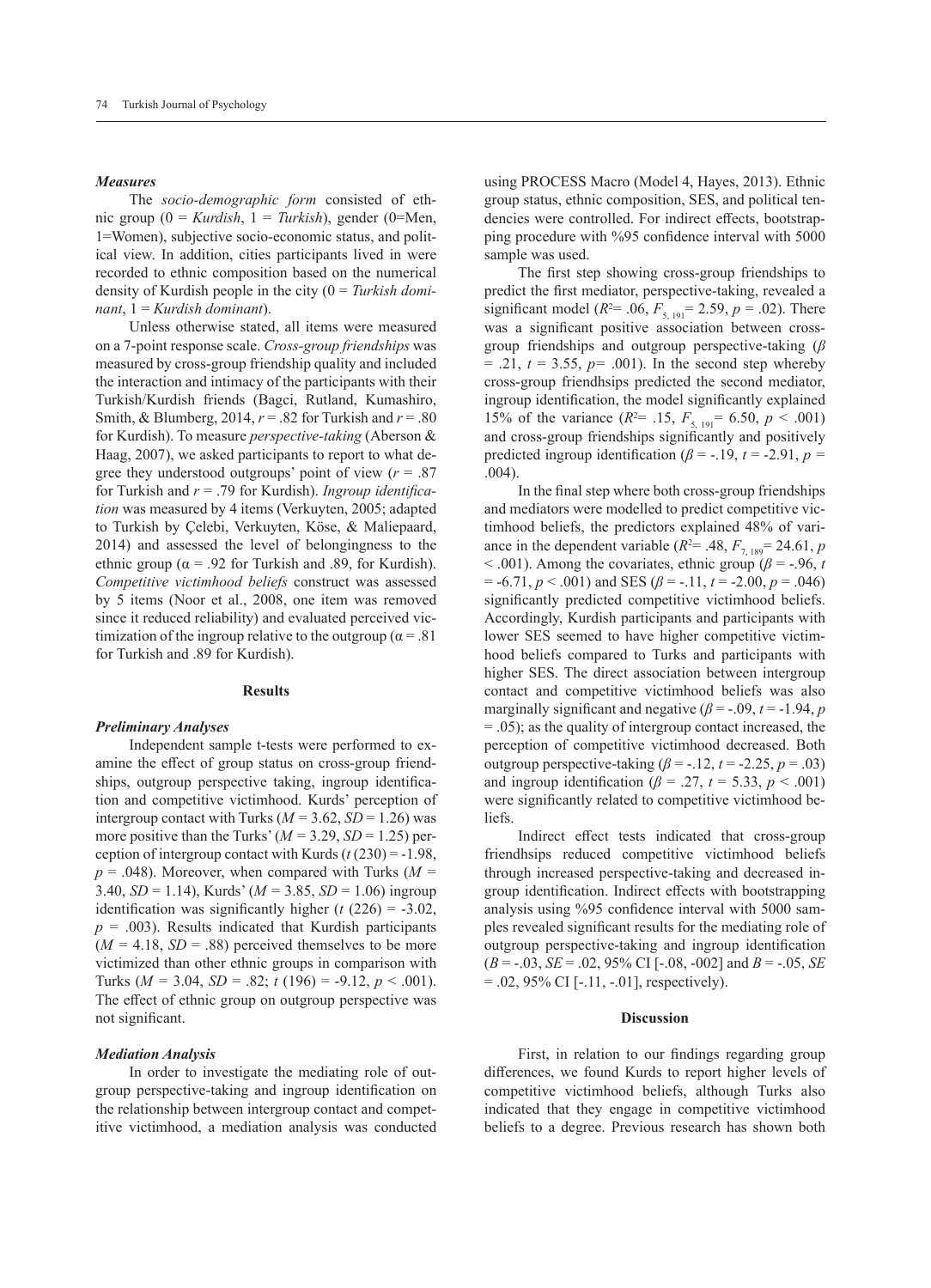### *Measures*

The *socio-demographic form* consisted of ethnic group (0 = *Kurdish*, 1 = *Turkish*), gender (0=Men, 1=Women), subjective socio-economic status, and political view. In addition, cities participants lived in were recorded to ethnic composition based on the numerical density of Kurdish people in the city (0 = *Turkish dominant*, 1 = *Kurdish dominant*).

Unless otherwise stated, all items were measured on a 7-point response scale. *Cross-group friendships* was measured by cross-group friendship quality and included the interaction and intimacy of the participants with their Turkish/Kurdish friends (Bagci, Rutland, Kumashiro, Smith, & Blumberg, 2014, $r = .82$ for Turkish and $r = .80$ for Kurdish). To measure *perspective-taking* (Aberson & Haag, 2007), we asked participants to report to what degree they understood outgroups' point of view ($r = .87$ for Turkish and $r = .79$ for Kurdish). *Ingroup identification* was measured by 4 items (Verkuyten, 2005; adapted to Turkish by Çelebi, Verkuyten, Köse, & Maliepaard, 2014) and assessed the level of belongingness to the ethnic group ($\alpha = .92$ for Turkish and .89, for Kurdish). *Competitive victimhood beliefs* construct was assessed by 5 items (Noor et al., 2008, one item was removed since it reduced reliability) and evaluated perceived victimization of the ingroup relative to the outgroup ($\alpha = .81$ for Turkish and .89 for Kurdish).

## Results

### *Preliminary Analyses*

Independent sample t-tests were performed to examine the effect of group status on cross-group friendships, outgroup perspective taking, ingroup identification and competitive victimhood. Kurds' perception of intergroup contact with Turks ($M = 3.62$, $SD = 1.26$) was more positive than the Turks' ($M = 3.29$, $SD = 1.25$) perception of intergroup contact with Kurds ($t\,(230) = -1.98$, $p = .048$). Moreover, when compared with Turks ($M = 3.40$, $SD = 1.14$), Kurds' ($M = 3.85$, $SD = 1.06$) ingroup identification was significantly higher ($t\,(226) = -3.02$, $p = .003$). Results indicated that Kurdish participants ($M = 4.18$, $SD = .88$) perceived themselves to be more victimized than other ethnic groups in comparison with Turks ($M = 3.04$, $SD = .82$; $t\,(196) = -9.12$, $p < .001$). The effect of ethnic group on outgroup perspective was not significant.

### *Mediation Analysis*

In order to investigate the mediating role of outgroup perspective-taking and ingroup identification on the relationship between intergroup contact and competitive victimhood, a mediation analysis was conducted using PROCESS Macro (Model 4, Hayes, 2013). Ethnic group status, ethnic composition, SES, and political tendencies were controlled. For indirect effects, bootstrapping procedure with %95 confidence interval with 5000 sample was used.

The first step showing cross-group friendships to predict the first mediator, perspective-taking, revealed a significant model ($R^2 = .06$, $F_{5,\,191} = 2.59$, $p = .02$). There was a significant positive association between cross-group friendships and outgroup perspective-taking ($\beta = .21$, $t = 3.55$, $p = .001$). In the second step whereby cross-group friendhsips predicted the second mediator, ingroup identification, the model significantly explained 15% of the variance ($R^2 = .15$, $F_{5,\,191} = 6.50$, $p < .001$) and cross-group friendships significantly and positively predicted ingroup identification ($\beta = -.19$, $t = -2.91$, $p = .004$).

In the final step where both cross-group friendships and mediators were modelled to predict competitive victimhood beliefs, the predictors explained 48% of variance in the dependent variable ($R^2 = .48$, $F_{7,\,189} = 24.61$, $p < .001$). Among the covariates, ethnic group ($\beta = -.96$, $t = -6.71$, $p < .001$) and SES ($\beta = -.11$, $t = -2.00$, $p = .046$) significantly predicted competitive victimhood beliefs. Accordingly, Kurdish participants and participants with lower SES seemed to have higher competitive victimhood beliefs compared to Turks and participants with higher SES. The direct association between intergroup contact and competitive victimhood beliefs was also marginally significant and negative ($\beta = -.09$, $t = -1.94$, $p = .05$); as the quality of intergroup contact increased, the perception of competitive victimhood decreased. Both outgroup perspective-taking ($\beta = -.12$, $t = -2.25$, $p = .03$) and ingroup identification ($\beta = .27$, $t = 5.33$, $p < .001$) were significantly related to competitive victimhood beliefs.

Indirect effect tests indicated that cross-group friendhsips reduced competitive victimhood beliefs through increased perspective-taking and decreased ingroup identification. Indirect effects with bootstrapping analysis using %95 confidence interval with 5000 samples revealed significant results for the mediating role of outgroup perspective-taking and ingroup identification ($B = -.03$, $SE = .02$, 95% CI [-.08, -.002] and $B = -.05$, $SE = .02$, 95% CI [-.11, -.01], respectively).

## Discussion

First, in relation to our findings regarding group differences, we found Kurds to report higher levels of competitive victimhood beliefs, although Turks also indicated that they engage in competitive victimhood beliefs to a degree. Previous research has shown both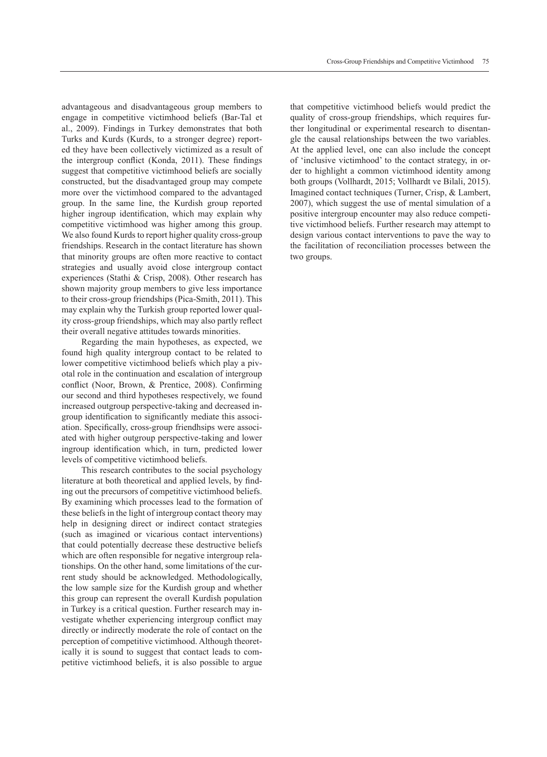advantageous and disadvantageous group members to engage in competitive victimhood beliefs (Bar-Tal et al., 2009). Findings in Turkey demonstrates that both Turks and Kurds (Kurds, to a stronger degree) reported they have been collectively victimized as a result of the intergroup conflict (Konda, 2011). These findings suggest that competitive victimhood beliefs are socially constructed, but the disadvantaged group may compete more over the victimhood compared to the advantaged group. In the same line, the Kurdish group reported higher ingroup identification, which may explain why competitive victimhood was higher among this group. We also found Kurds to report higher quality cross-group friendships. Research in the contact literature has shown that minority groups are often more reactive to contact strategies and usually avoid close intergroup contact experiences (Stathi & Crisp, 2008). Other research has shown majority group members to give less importance to their cross-group friendships (Pica-Smith, 2011). This may explain why the Turkish group reported lower quality cross-group friendships, which may also partly reflect their overall negative attitudes towards minorities.

Regarding the main hypotheses, as expected, we found high quality intergroup contact to be related to lower competitive victimhood beliefs which play a pivotal role in the continuation and escalation of intergroup conflict (Noor, Brown, & Prentice, 2008). Confirming our second and third hypotheses respectively, we found increased outgroup perspective-taking and decreased ingroup identification to significantly mediate this association. Specifically, cross-group friendhsips were associated with higher outgroup perspective-taking and lower ingroup identification which, in turn, predicted lower levels of competitive victimhood beliefs.

This research contributes to the social psychology literature at both theoretical and applied levels, by finding out the precursors of competitive victimhood beliefs. By examining which processes lead to the formation of these beliefs in the light of intergroup contact theory may help in designing direct or indirect contact strategies (such as imagined or vicarious contact interventions) that could potentially decrease these destructive beliefs which are often responsible for negative intergroup relationships. On the other hand, some limitations of the current study should be acknowledged. Methodologically, the low sample size for the Kurdish group and whether this group can represent the overall Kurdish population in Turkey is a critical question. Further research may investigate whether experiencing intergroup conflict may directly or indirectly moderate the role of contact on the perception of competitive victimhood. Although theoretically it is sound to suggest that contact leads to competitive victimhood beliefs, it is also possible to argue that competitive victimhood beliefs would predict the quality of cross-group friendships, which requires further longitudinal or experimental research to disentangle the causal relationships between the two variables. At the applied level, one can also include the concept of 'inclusive victimhood' to the contact strategy, in order to highlight a common victimhood identity among both groups (Vollhardt, 2015; Vollhardt ve Bilali, 2015). Imagined contact techniques (Turner, Crisp, & Lambert, 2007), which suggest the use of mental simulation of a positive intergroup encounter may also reduce competitive victimhood beliefs. Further research may attempt to design various contact interventions to pave the way to the facilitation of reconciliation processes between the two groups.